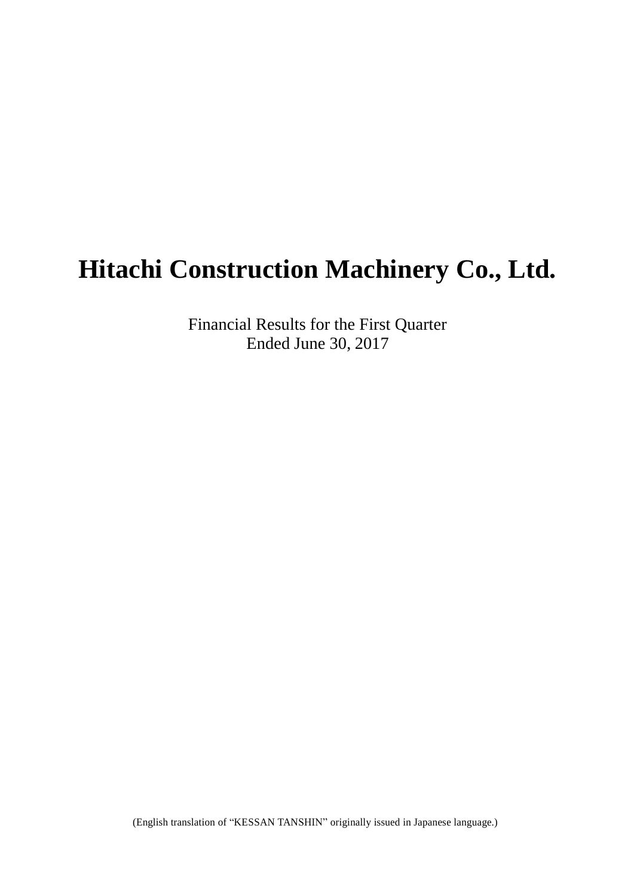# Hitachi Construction Machinery Co., Ltd.

Financial Results for the First Quarter
Ended June 30, 2017

(English translation of “KESSAN TANSHIN” originally issued in Japanese language.)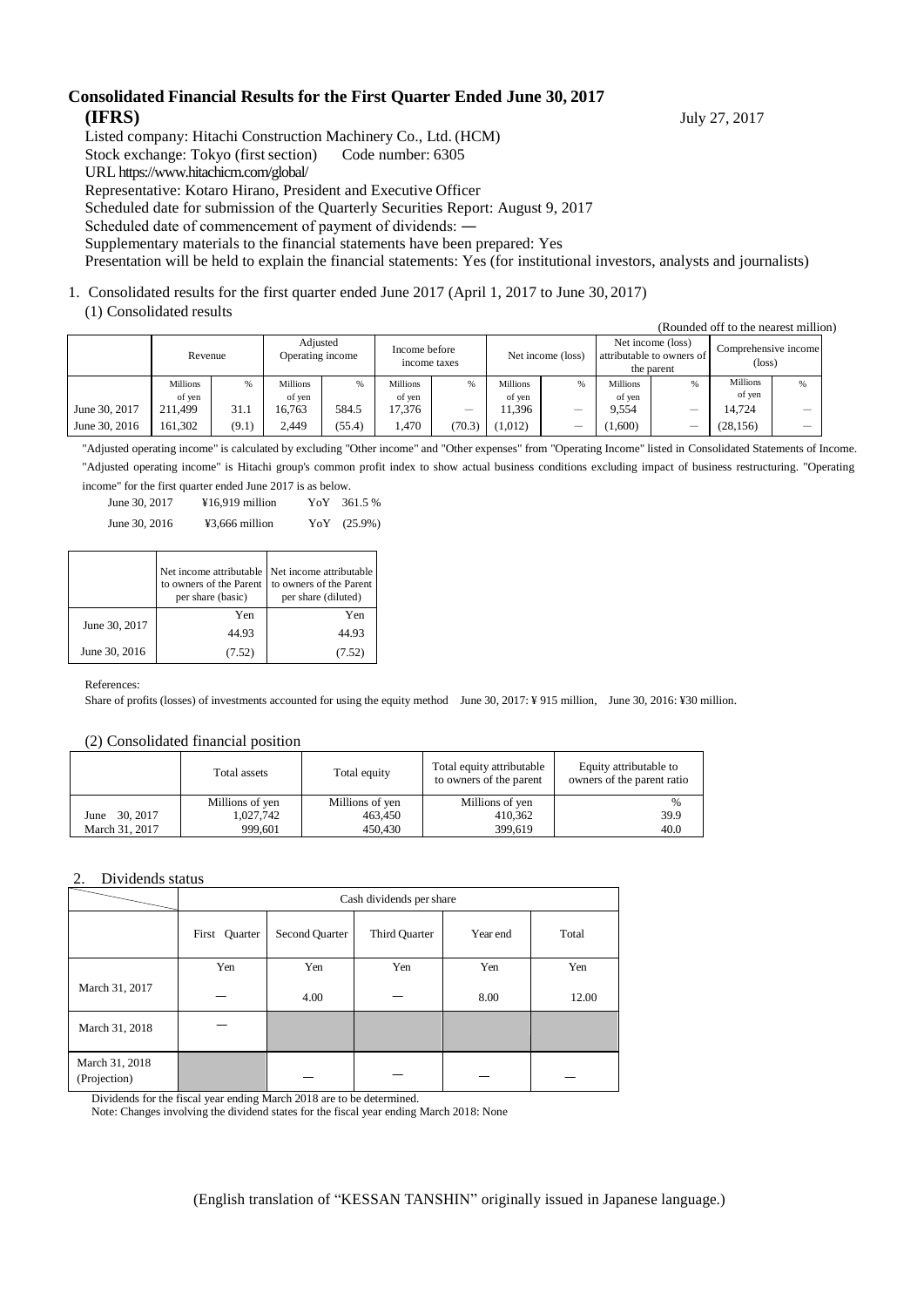# Consolidated Financial Results for the First Quarter Ended June 30, 2017 (IFRS)

July 27, 2017

Listed company: Hitachi Construction Machinery Co., Ltd. (HCM)
Stock exchange: Tokyo (first section)  Code number: 6305
URL https://www.hitachicm.com/global/
Representative: Kotaro Hirano, President and Executive Officer
Scheduled date for submission of the Quarterly Securities Report: August 9, 2017
Scheduled date of commencement of payment of dividends: ―
Supplementary materials to the financial statements have been prepared: Yes
Presentation will be held to explain the financial statements: Yes (for institutional investors, analysts and journalists)

1. Consolidated results for the first quarter ended June 2017 (April 1, 2017 to June 30, 2017)

(1) Consolidated results

(Rounded off to the nearest million)

| | Revenue | | Adjusted Operating income | | Income before income taxes | | Net income (loss) | | Net income (loss) attributable to owners of the parent | | Comprehensive income (loss) | |
|---|---|---|---|---|---|---|---|---|---|---|---|---|
| | Millions of yen | % | Millions of yen | % | Millions of yen | % | Millions of yen | % | Millions of yen | % | Millions of yen | % |
| June 30, 2017 | 211,499 | 31.1 | 16,763 | 584.5 | 17,376 | ― | 11,396 | ― | 9,554 | ― | 14,724 | ― |
| June 30, 2016 | 161,302 | (9.1) | 2,449 | (55.4) | 1,470 | (70.3) | (1,012) | ― | (1,600) | ― | (28,156) | ― |

"Adjusted operating income" is calculated by excluding "Other income" and "Other expenses" from "Operating Income" listed in Consolidated Statements of Income. "Adjusted operating income" is Hitachi group's common profit index to show actual business conditions excluding impact of business restructuring. "Operating income" for the first quarter ended June 2017 is as below.

June 30, 2017  ¥16,919 million  YoY 361.5 %
June 30, 2016  ¥3,666 million  YoY (25.9%)

| | Net income attributable to owners of the Parent per share (basic) | Net income attributable to owners of the Parent per share (diluted) |
|---|---|---|
| | Yen | Yen |
| June 30, 2017 | 44.93 | 44.93 |
| June 30, 2016 | (7.52) | (7.52) |

References:
Share of profits (losses) of investments accounted for using the equity method  June 30, 2017: ¥ 915 million,  June 30, 2016: ¥30 million.

(2) Consolidated financial position

| | Total assets | Total equity | Total equity attributable to owners of the parent | Equity attributable to owners of the parent ratio |
|---|---|---|---|---|
| | Millions of yen | Millions of yen | Millions of yen | % |
| June 30, 2017 | 1,027,742 | 463,450 | 410,362 | 39.9 |
| March 31, 2017 | 999,601 | 450,430 | 399,619 | 40.0 |

2. Dividends status

| | Cash dividends per share | | | | |
|---|---|---|---|---|---|
| | First Quarter | Second Quarter | Third Quarter | Year end | Total |
| | Yen | Yen | Yen | Yen | Yen |
| March 31, 2017 | ― | 4.00 | ― | 8.00 | 12.00 |
| March 31, 2018 | ― | | | | |
| March 31, 2018 (Projection) | | ― | ― | ― | ― |

Dividends for the fiscal year ending March 2018 are to be determined.
Note: Changes involving the dividend states for the fiscal year ending March 2018: None

(English translation of "KESSAN TANSHIN" originally issued in Japanese language.)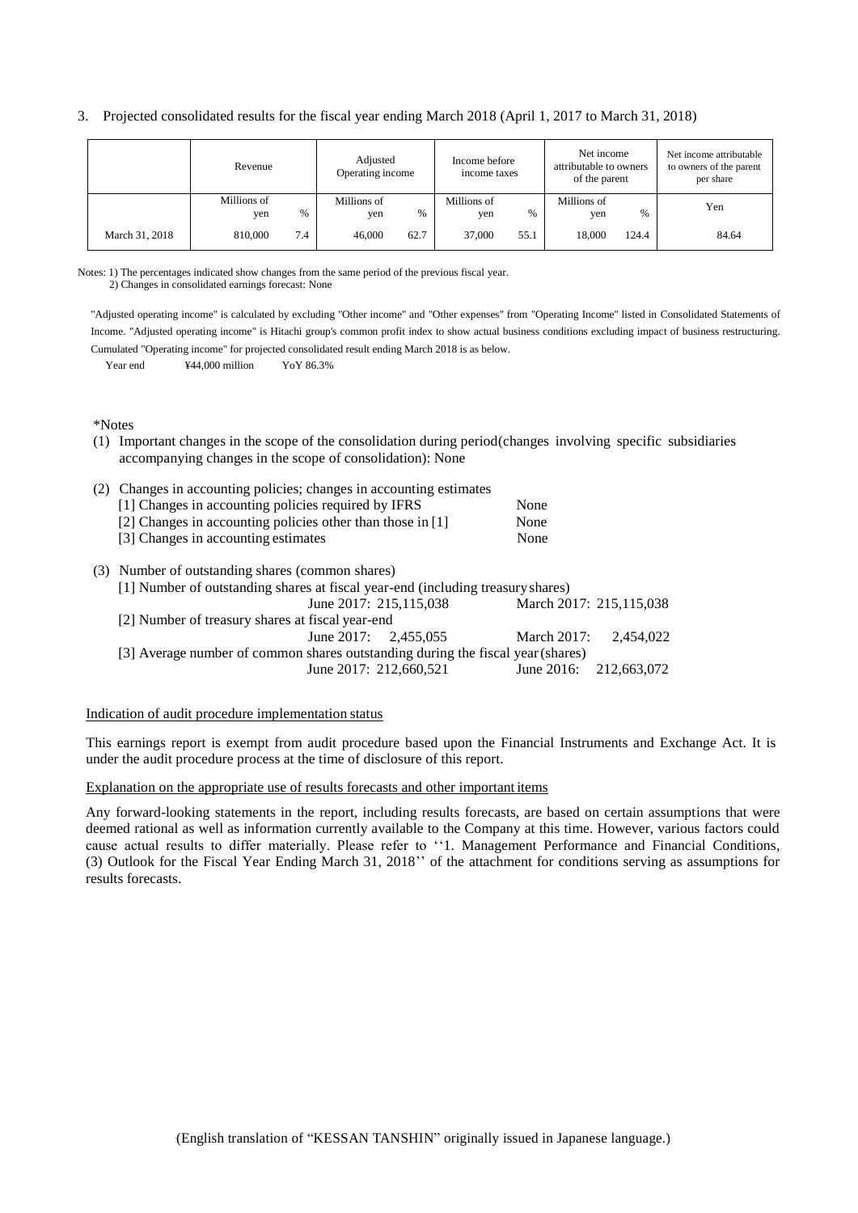3. Projected consolidated results for the fiscal year ending March 2018 (April 1, 2017 to March 31, 2018)

| | Revenue | | Adjusted Operating income | | Income before income taxes | | Net income attributable to owners of the parent | | Net income attributable to owners of the parent per share |
|---|---|---|---|---|---|---|---|---|---|
| | Millions of yen | % | Millions of yen | % | Millions of yen | % | Millions of yen | % | Yen |
| March 31, 2018 | 810,000 | 7.4 | 46,000 | 62.7 | 37,000 | 55.1 | 18,000 | 124.4 | 84.64 |

Notes: 1) The percentages indicated show changes from the same period of the previous fiscal year.
2) Changes in consolidated earnings forecast: None

"Adjusted operating income" is calculated by excluding "Other income" and "Other expenses" from "Operating Income" listed in Consolidated Statements of Income. "Adjusted operating income" is Hitachi group's common profit index to show actual business conditions excluding impact of business restructuring. Cumulated "Operating income" for projected consolidated result ending March 2018 is as below.

Year end ¥44,000 million YoY 86.3%

*Notes

(1) Important changes in the scope of the consolidation during period(changes involving specific subsidiaries accompanying changes in the scope of consolidation): None

(2) Changes in accounting policies; changes in accounting estimates

| | |
|---|---|
| [1] Changes in accounting policies required by IFRS | None |
| [2] Changes in accounting policies other than those in [1] | None |
| [3] Changes in accounting estimates | None |

(3) Number of outstanding shares (common shares)

[1] Number of outstanding shares at fiscal year-end (including treasury shares)

June 2017: 215,115,038 March 2017: 215,115,038

[2] Number of treasury shares at fiscal year-end

June 2017: 2,455,055 March 2017: 2,454,022

[3] Average number of common shares outstanding during the fiscal year (shares)

June 2017: 212,660,521 June 2016: 212,663,072

Indication of audit procedure implementation status

This earnings report is exempt from audit procedure based upon the Financial Instruments and Exchange Act. It is under the audit procedure process at the time of disclosure of this report.

Explanation on the appropriate use of results forecasts and other important items

Any forward-looking statements in the report, including results forecasts, are based on certain assumptions that were deemed rational as well as information currently available to the Company at this time. However, various factors could cause actual results to differ materially. Please refer to ''1. Management Performance and Financial Conditions, (3) Outlook for the Fiscal Year Ending March 31, 2018'' of the attachment for conditions serving as assumptions for results forecasts.

(English translation of "KESSAN TANSHIN" originally issued in Japanese language.)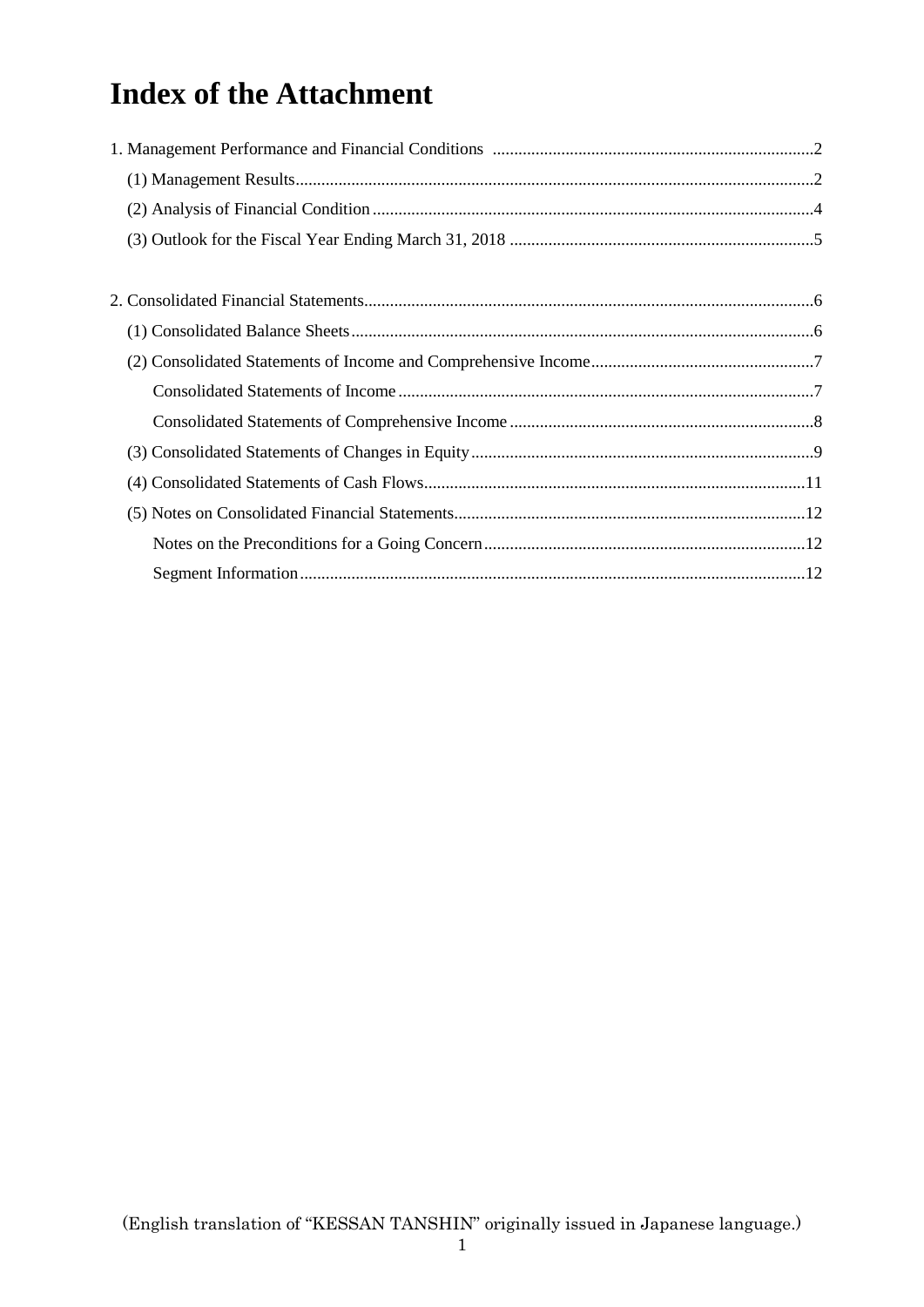# Index of the Attachment

1. Management Performance and Financial Conditions ..........................................................................2
   - (1) Management Results........................................................................................................................2
   - (2) Analysis of Financial Condition ......................................................................................................4
   - (3) Outlook for the Fiscal Year Ending March 31, 2018 .......................................................................5

2. Consolidated Financial Statements........................................................................................................6
   - (1) Consolidated Balance Sheets...........................................................................................................6
   - (2) Consolidated Statements of Income and Comprehensive Income....................................................7
     - Consolidated Statements of Income ................................................................................................7
     - Consolidated Statements of Comprehensive Income ......................................................................8
   - (3) Consolidated Statements of Changes in Equity................................................................................9
   - (4) Consolidated Statements of Cash Flows.........................................................................................11
   - (5) Notes on Consolidated Financial Statements..................................................................................12
     - Notes on the Preconditions for a Going Concern...........................................................................12
     - Segment Information.....................................................................................................................12

(English translation of "KESSAN TANSHIN" originally issued in Japanese language.)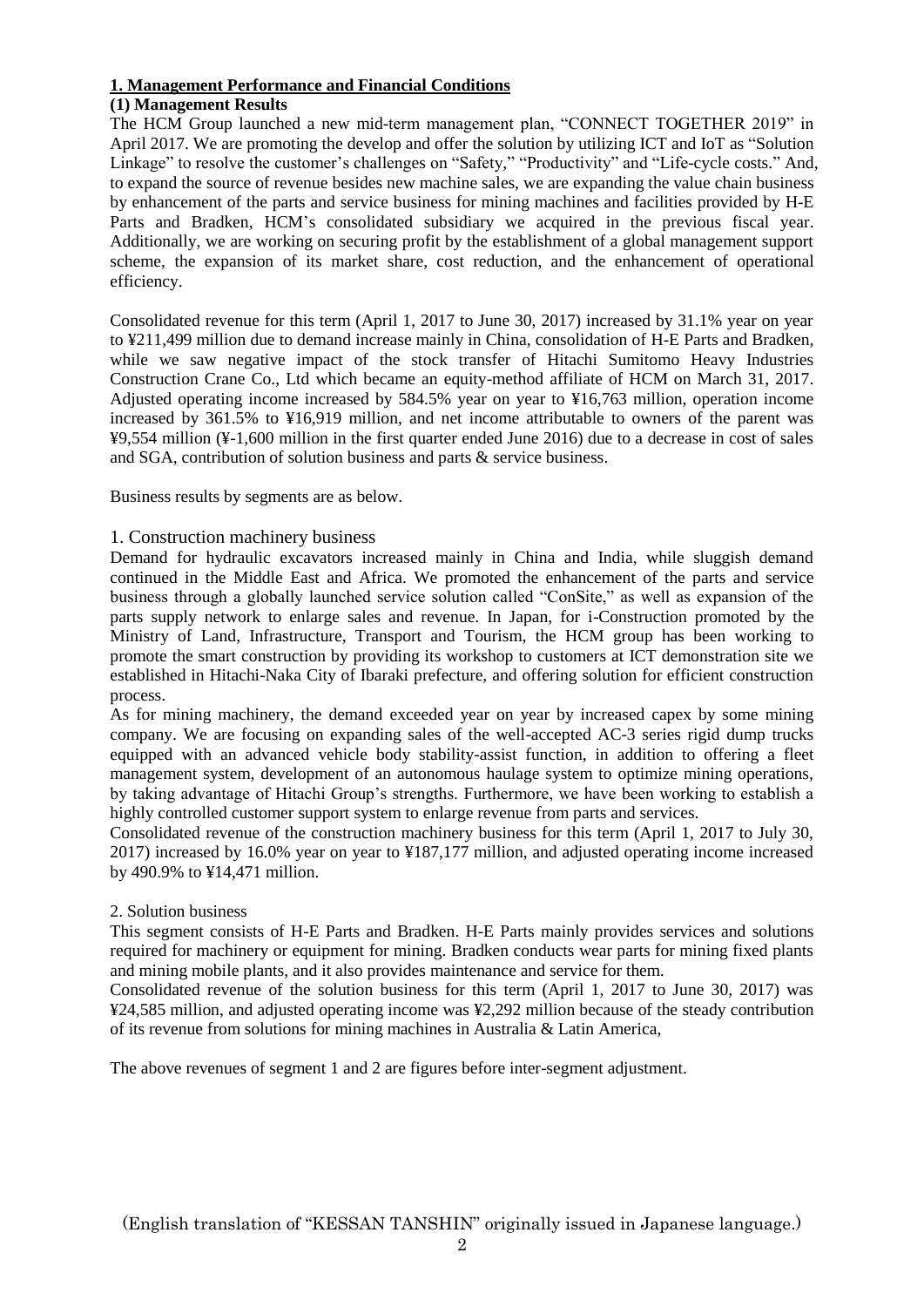## 1. Management Performance and Financial Conditions

### (1) Management Results

The HCM Group launched a new mid-term management plan, "CONNECT TOGETHER 2019" in April 2017. We are promoting the develop and offer the solution by utilizing ICT and IoT as "Solution Linkage" to resolve the customer's challenges on "Safety," "Productivity" and "Life-cycle costs." And, to expand the source of revenue besides new machine sales, we are expanding the value chain business by enhancement of the parts and service business for mining machines and facilities provided by H-E Parts and Bradken, HCM's consolidated subsidiary we acquired in the previous fiscal year. Additionally, we are working on securing profit by the establishment of a global management support scheme, the expansion of its market share, cost reduction, and the enhancement of operational efficiency.

Consolidated revenue for this term (April 1, 2017 to June 30, 2017) increased by 31.1% year on year to ¥211,499 million due to demand increase mainly in China, consolidation of H-E Parts and Bradken, while we saw negative impact of the stock transfer of Hitachi Sumitomo Heavy Industries Construction Crane Co., Ltd which became an equity-method affiliate of HCM on March 31, 2017. Adjusted operating income increased by 584.5% year on year to ¥16,763 million, operation income increased by 361.5% to ¥16,919 million, and net income attributable to owners of the parent was ¥9,554 million (¥-1,600 million in the first quarter ended June 2016) due to a decrease in cost of sales and SGA, contribution of solution business and parts & service business.

Business results by segments are as below.

1. Construction machinery business

Demand for hydraulic excavators increased mainly in China and India, while sluggish demand continued in the Middle East and Africa. We promoted the enhancement of the parts and service business through a globally launched service solution called "ConSite," as well as expansion of the parts supply network to enlarge sales and revenue. In Japan, for i-Construction promoted by the Ministry of Land, Infrastructure, Transport and Tourism, the HCM group has been working to promote the smart construction by providing its workshop to customers at ICT demonstration site we established in Hitachi-Naka City of Ibaraki prefecture, and offering solution for efficient construction process.

As for mining machinery, the demand exceeded year on year by increased capex by some mining company. We are focusing on expanding sales of the well-accepted AC-3 series rigid dump trucks equipped with an advanced vehicle body stability-assist function, in addition to offering a fleet management system, development of an autonomous haulage system to optimize mining operations, by taking advantage of Hitachi Group's strengths. Furthermore, we have been working to establish a highly controlled customer support system to enlarge revenue from parts and services.

Consolidated revenue of the construction machinery business for this term (April 1, 2017 to July 30, 2017) increased by 16.0% year on year to ¥187,177 million, and adjusted operating income increased by 490.9% to ¥14,471 million.

2. Solution business

This segment consists of H-E Parts and Bradken. H-E Parts mainly provides services and solutions required for machinery or equipment for mining. Bradken conducts wear parts for mining fixed plants and mining mobile plants, and it also provides maintenance and service for them.

Consolidated revenue of the solution business for this term (April 1, 2017 to June 30, 2017) was ¥24,585 million, and adjusted operating income was ¥2,292 million because of the steady contribution of its revenue from solutions for mining machines in Australia & Latin America,

The above revenues of segment 1 and 2 are figures before inter-segment adjustment.

(English translation of "KESSAN TANSHIN" originally issued in Japanese language.)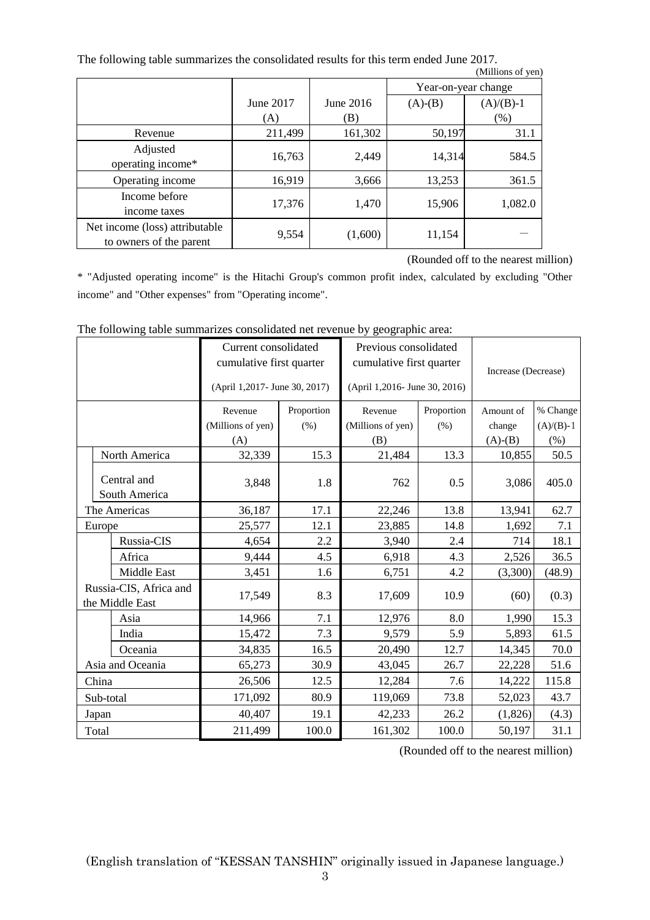The following table summarizes the consolidated results for this term ended June 2017.

(Millions of yen)

| | June 2017 (A) | June 2016 (B) | Year-on-year change (A)-(B) | Year-on-year change (A)/(B)-1 (%) |
|---|---|---|---|---|
| Revenue | 211,499 | 161,302 | 50,197 | 31.1 |
| Adjusted operating income* | 16,763 | 2,449 | 14,314 | 584.5 |
| Operating income | 16,919 | 3,666 | 13,253 | 361.5 |
| Income before income taxes | 17,376 | 1,470 | 15,906 | 1,082.0 |
| Net income (loss) attributable to owners of the parent | 9,554 | (1,600) | 11,154 | － |

(Rounded off to the nearest million)

* "Adjusted operating income" is the Hitachi Group's common profit index, calculated by excluding "Other income" and "Other expenses" from "Operating income".

The following table summarizes consolidated net revenue by geographic area:

| | Current consolidated cumulative first quarter (April 1,2017- June 30, 2017) | | Previous consolidated cumulative first quarter (April 1,2016- June 30, 2016) | | Increase (Decrease) | |
|---|---|---|---|---|---|---|
| | Revenue (Millions of yen) (A) | Proportion (%) | Revenue (Millions of yen) (B) | Proportion (%) | Amount of change (A)-(B) | % Change (A)/(B)-1 (%) |
| North America | 32,339 | 15.3 | 21,484 | 13.3 | 10,855 | 50.5 |
| Central and South America | 3,848 | 1.8 | 762 | 0.5 | 3,086 | 405.0 |
| The Americas | 36,187 | 17.1 | 22,246 | 13.8 | 13,941 | 62.7 |
| Europe | 25,577 | 12.1 | 23,885 | 14.8 | 1,692 | 7.1 |
| Russia-CIS | 4,654 | 2.2 | 3,940 | 2.4 | 714 | 18.1 |
| Africa | 9,444 | 4.5 | 6,918 | 4.3 | 2,526 | 36.5 |
| Middle East | 3,451 | 1.6 | 6,751 | 4.2 | (3,300) | (48.9) |
| Russia-CIS, Africa and the Middle East | 17,549 | 8.3 | 17,609 | 10.9 | (60) | (0.3) |
| Asia | 14,966 | 7.1 | 12,976 | 8.0 | 1,990 | 15.3 |
| India | 15,472 | 7.3 | 9,579 | 5.9 | 5,893 | 61.5 |
| Oceania | 34,835 | 16.5 | 20,490 | 12.7 | 14,345 | 70.0 |
| Asia and Oceania | 65,273 | 30.9 | 43,045 | 26.7 | 22,228 | 51.6 |
| China | 26,506 | 12.5 | 12,284 | 7.6 | 14,222 | 115.8 |
| Sub-total | 171,092 | 80.9 | 119,069 | 73.8 | 52,023 | 43.7 |
| Japan | 40,407 | 19.1 | 42,233 | 26.2 | (1,826) | (4.3) |
| Total | 211,499 | 100.0 | 161,302 | 100.0 | 50,197 | 31.1 |

(Rounded off to the nearest million)

(English translation of "KESSAN TANSHIN" originally issued in Japanese language.)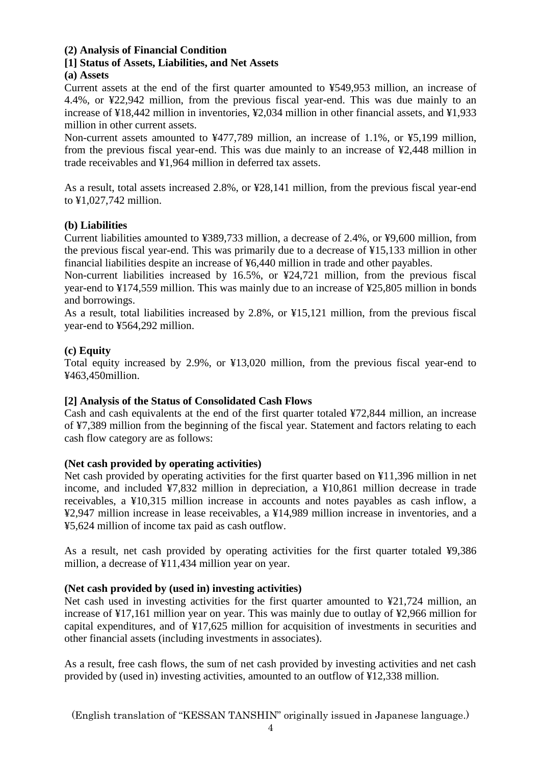**(2) Analysis of Financial Condition**

**[1] Status of Assets, Liabilities, and Net Assets**

**(a) Assets**

Current assets at the end of the first quarter amounted to ¥549,953 million, an increase of 4.4%, or ¥22,942 million, from the previous fiscal year-end. This was due mainly to an increase of ¥18,442 million in inventories, ¥2,034 million in other financial assets, and ¥1,933 million in other current assets.

Non-current assets amounted to ¥477,789 million, an increase of 1.1%, or ¥5,199 million, from the previous fiscal year-end. This was due mainly to an increase of ¥2,448 million in trade receivables and ¥1,964 million in deferred tax assets.

As a result, total assets increased 2.8%, or ¥28,141 million, from the previous fiscal year-end to ¥1,027,742 million.

**(b) Liabilities**

Current liabilities amounted to ¥389,733 million, a decrease of 2.4%, or ¥9,600 million, from the previous fiscal year-end. This was primarily due to a decrease of ¥15,133 million in other financial liabilities despite an increase of ¥6,440 million in trade and other payables.

Non-current liabilities increased by 16.5%, or ¥24,721 million, from the previous fiscal year-end to ¥174,559 million. This was mainly due to an increase of ¥25,805 million in bonds and borrowings.

As a result, total liabilities increased by 2.8%, or ¥15,121 million, from the previous fiscal year-end to ¥564,292 million.

**(c) Equity**

Total equity increased by 2.9%, or ¥13,020 million, from the previous fiscal year-end to ¥463,450million.

**[2] Analysis of the Status of Consolidated Cash Flows**

Cash and cash equivalents at the end of the first quarter totaled ¥72,844 million, an increase of ¥7,389 million from the beginning of the fiscal year. Statement and factors relating to each cash flow category are as follows:

**(Net cash provided by operating activities)**

Net cash provided by operating activities for the first quarter based on ¥11,396 million in net income, and included ¥7,832 million in depreciation, a ¥10,861 million decrease in trade receivables, a ¥10,315 million increase in accounts and notes payables as cash inflow, a ¥2,947 million increase in lease receivables, a ¥14,989 million increase in inventories, and a ¥5,624 million of income tax paid as cash outflow.

As a result, net cash provided by operating activities for the first quarter totaled ¥9,386 million, a decrease of ¥11,434 million year on year.

**(Net cash provided by (used in) investing activities)**

Net cash used in investing activities for the first quarter amounted to ¥21,724 million, an increase of ¥17,161 million year on year. This was mainly due to outlay of ¥2,966 million for capital expenditures, and of ¥17,625 million for acquisition of investments in securities and other financial assets (including investments in associates).

As a result, free cash flows, the sum of net cash provided by investing activities and net cash provided by (used in) investing activities, amounted to an outflow of ¥12,338 million.

(English translation of "KESSAN TANSHIN" originally issued in Japanese language.)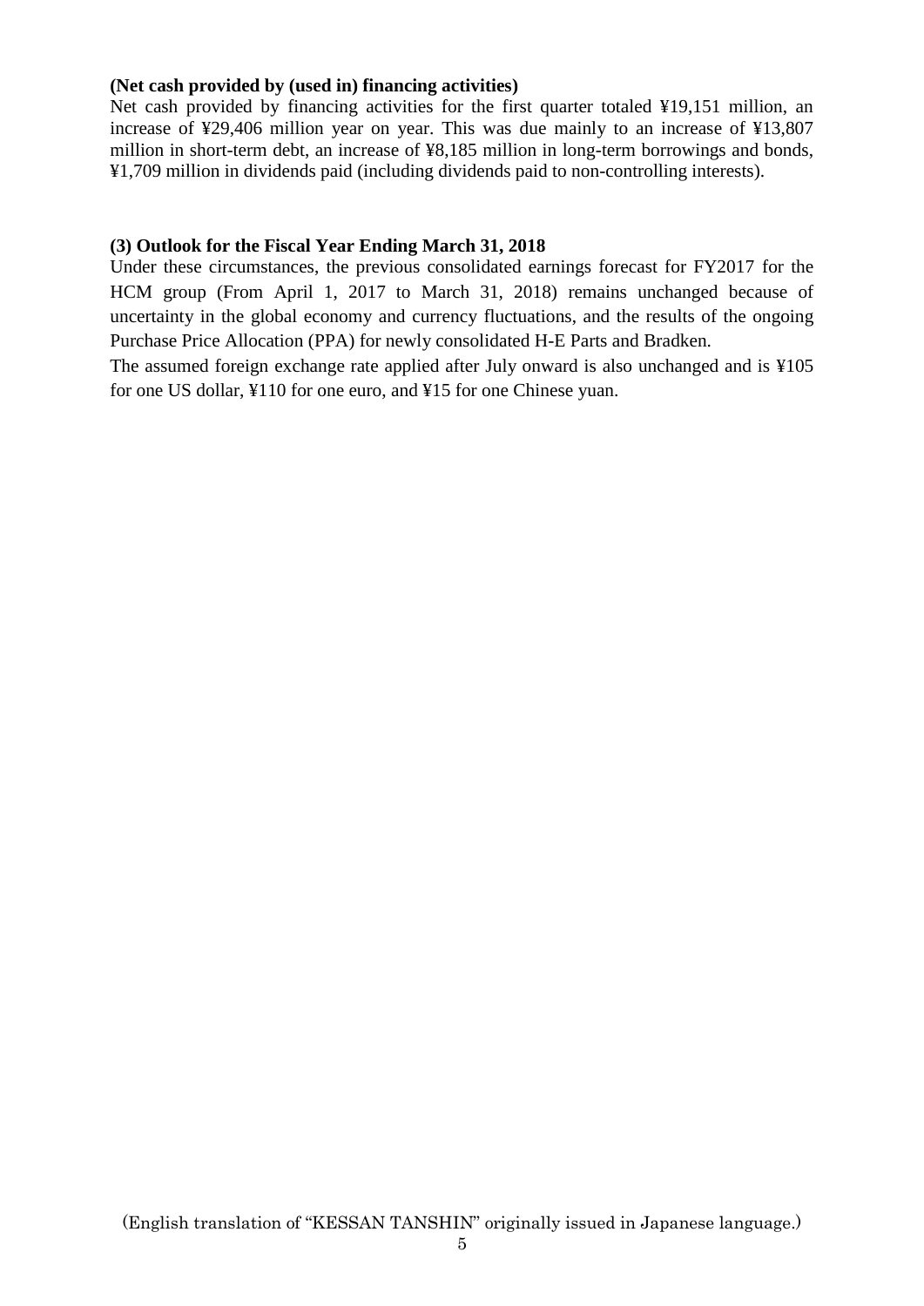**(Net cash provided by (used in) financing activities)**

Net cash provided by financing activities for the first quarter totaled ¥19,151 million, an increase of ¥29,406 million year on year. This was due mainly to an increase of ¥13,807 million in short-term debt, an increase of ¥8,185 million in long-term borrowings and bonds, ¥1,709 million in dividends paid (including dividends paid to non-controlling interests).

**(3) Outlook for the Fiscal Year Ending March 31, 2018**

Under these circumstances, the previous consolidated earnings forecast for FY2017 for the HCM group (From April 1, 2017 to March 31, 2018) remains unchanged because of uncertainty in the global economy and currency fluctuations, and the results of the ongoing Purchase Price Allocation (PPA) for newly consolidated H-E Parts and Bradken.

The assumed foreign exchange rate applied after July onward is also unchanged and is ¥105 for one US dollar, ¥110 for one euro, and ¥15 for one Chinese yuan.

(English translation of "KESSAN TANSHIN" originally issued in Japanese language.)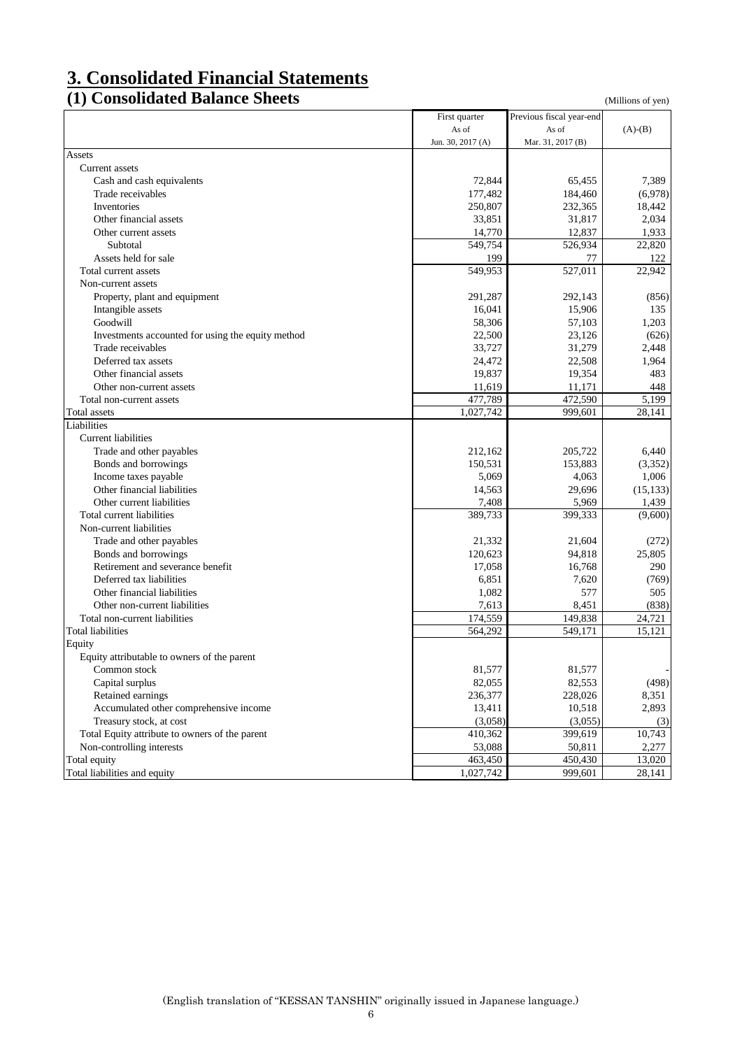# 3. Consolidated Financial Statements

## (1) Consolidated Balance Sheets

(Millions of yen)

| | First quarter As of Jun. 30, 2017 (A) | Previous fiscal year-end As of Mar. 31, 2017 (B) | (A)-(B) |
|---|---|---|---|
| Assets | | | |
| Current assets | | | |
| Cash and cash equivalents | 72,844 | 65,455 | 7,389 |
| Trade receivables | 177,482 | 184,460 | (6,978) |
| Inventories | 250,807 | 232,365 | 18,442 |
| Other financial assets | 33,851 | 31,817 | 2,034 |
| Other current assets | 14,770 | 12,837 | 1,933 |
| Subtotal | 549,754 | 526,934 | 22,820 |
| Assets held for sale | 199 | 77 | 122 |
| Total current assets | 549,953 | 527,011 | 22,942 |
| Non-current assets | | | |
| Property, plant and equipment | 291,287 | 292,143 | (856) |
| Intangible assets | 16,041 | 15,906 | 135 |
| Goodwill | 58,306 | 57,103 | 1,203 |
| Investments accounted for using the equity method | 22,500 | 23,126 | (626) |
| Trade receivables | 33,727 | 31,279 | 2,448 |
| Deferred tax assets | 24,472 | 22,508 | 1,964 |
| Other financial assets | 19,837 | 19,354 | 483 |
| Other non-current assets | 11,619 | 11,171 | 448 |
| Total non-current assets | 477,789 | 472,590 | 5,199 |
| Total assets | 1,027,742 | 999,601 | 28,141 |
| Liabilities | | | |
| Current liabilities | | | |
| Trade and other payables | 212,162 | 205,722 | 6,440 |
| Bonds and borrowings | 150,531 | 153,883 | (3,352) |
| Income taxes payable | 5,069 | 4,063 | 1,006 |
| Other financial liabilities | 14,563 | 29,696 | (15,133) |
| Other current liabilities | 7,408 | 5,969 | 1,439 |
| Total current liabilities | 389,733 | 399,333 | (9,600) |
| Non-current liabilities | | | |
| Trade and other payables | 21,332 | 21,604 | (272) |
| Bonds and borrowings | 120,623 | 94,818 | 25,805 |
| Retirement and severance benefit | 17,058 | 16,768 | 290 |
| Deferred tax liabilities | 6,851 | 7,620 | (769) |
| Other financial liabilities | 1,082 | 577 | 505 |
| Other non-current liabilities | 7,613 | 8,451 | (838) |
| Total non-current liabilities | 174,559 | 149,838 | 24,721 |
| Total liabilities | 564,292 | 549,171 | 15,121 |
| Equity | | | |
| Equity attributable to owners of the parent | | | |
| Common stock | 81,577 | 81,577 | - |
| Capital surplus | 82,055 | 82,553 | (498) |
| Retained earnings | 236,377 | 228,026 | 8,351 |
| Accumulated other comprehensive income | 13,411 | 10,518 | 2,893 |
| Treasury stock, at cost | (3,058) | (3,055) | (3) |
| Total Equity attribute to owners of the parent | 410,362 | 399,619 | 10,743 |
| Non-controlling interests | 53,088 | 50,811 | 2,277 |
| Total equity | 463,450 | 450,430 | 13,020 |
| Total liabilities and equity | 1,027,742 | 999,601 | 28,141 |

(English translation of "KESSAN TANSHIN" originally issued in Japanese language.)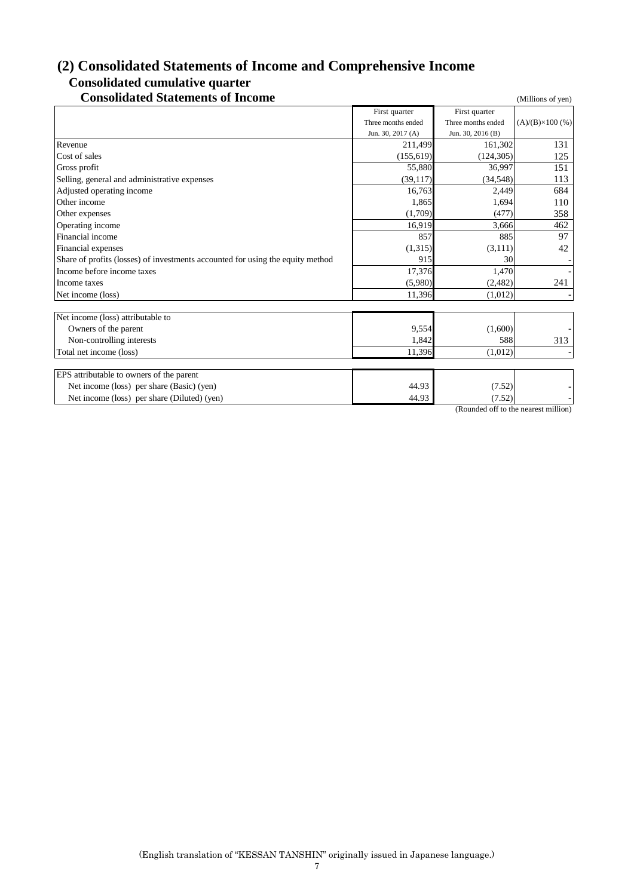## (2) Consolidated Statements of Income and Comprehensive Income

### Consolidated cumulative quarter

### Consolidated Statements of Income

(Millions of yen)

| | First quarter Three months ended Jun. 30, 2017 (A) | First quarter Three months ended Jun. 30, 2016 (B) | (A)/(B)×100 (%) |
|---|---|---|---|
| Revenue | 211,499 | 161,302 | 131 |
| Cost of sales | (155,619) | (124,305) | 125 |
| Gross profit | 55,880 | 36,997 | 151 |
| Selling, general and administrative expenses | (39,117) | (34,548) | 113 |
| Adjusted operating income | 16,763 | 2,449 | 684 |
| Other income | 1,865 | 1,694 | 110 |
| Other expenses | (1,709) | (477) | 358 |
| Operating income | 16,919 | 3,666 | 462 |
| Financial income | 857 | 885 | 97 |
| Financial expenses | (1,315) | (3,111) | 42 |
| Share of profits (losses) of investments accounted for using the equity method | 915 | 30 | - |
| Income before income taxes | 17,376 | 1,470 | - |
| Income taxes | (5,980) | (2,482) | 241 |
| Net income (loss) | 11,396 | (1,012) | - |
| | | | |
| Net income (loss) attributable to | | | |
| Owners of the parent | 9,554 | (1,600) | - |
| Non-controlling interests | 1,842 | 588 | 313 |
| Total net income (loss) | 11,396 | (1,012) | - |
| | | | |
| EPS attributable to owners of the parent | | | |
| Net income (loss) per share (Basic) (yen) | 44.93 | (7.52) | - |
| Net income (loss) per share (Diluted) (yen) | 44.93 | (7.52) | - |

(Rounded off to the nearest million)

(English translation of "KESSAN TANSHIN" originally issued in Japanese language.)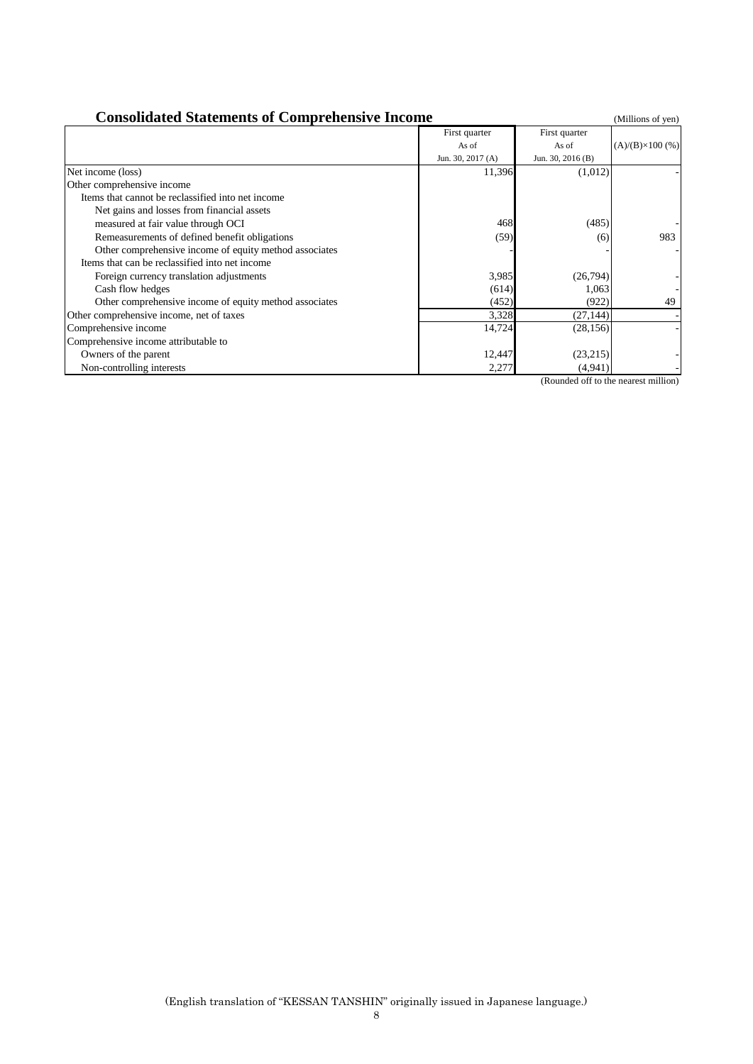## Consolidated Statements of Comprehensive Income

(Millions of yen)

| | First quarter As of Jun. 30, 2017 (A) | First quarter As of Jun. 30, 2016 (B) | (A)/(B)×100 (%) |
|---|---|---|---|
| Net income (loss) | 11,396 | (1,012) | - |
| Other comprehensive income | | | |
| Items that cannot be reclassified into net income | | | |
| Net gains and losses from financial assets measured at fair value through OCI | 468 | (485) | - |
| Remeasurements of defined benefit obligations | (59) | (6) | 983 |
| Other comprehensive income of equity method associates | - | - | - |
| Items that can be reclassified into net income | | | |
| Foreign currency translation adjustments | 3,985 | (26,794) | - |
| Cash flow hedges | (614) | 1,063 | - |
| Other comprehensive income of equity method associates | (452) | (922) | 49 |
| Other comprehensive income, net of taxes | 3,328 | (27,144) | - |
| Comprehensive income | 14,724 | (28,156) | - |
| Comprehensive income attributable to | | | |
| Owners of the parent | 12,447 | (23,215) | - |
| Non-controlling interests | 2,277 | (4,941) | - |

(Rounded off to the nearest million)

(English translation of "KESSAN TANSHIN" originally issued in Japanese language.)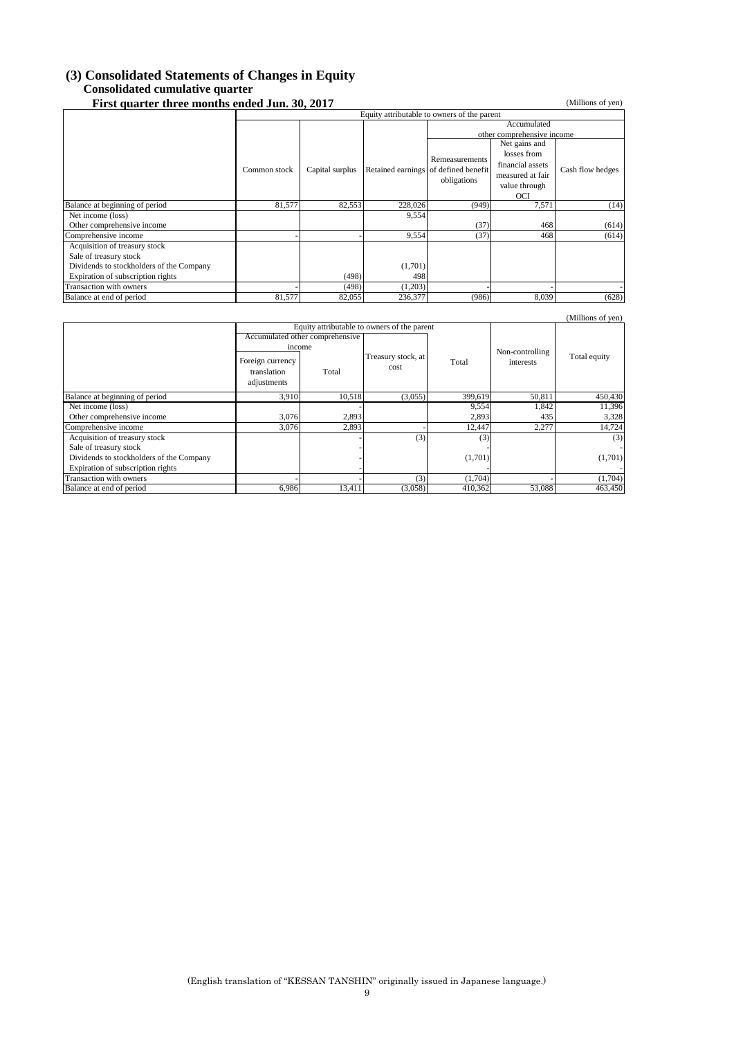## (3) Consolidated Statements of Changes in Equity

### Consolidated cumulative quarter

**First quarter three months ended Jun. 30, 2017**

(Millions of yen)

| | Equity attributable to owners of the parent | | | | | |
|---|---|---|---|---|---|---|
| | | | | Accumulated other comprehensive income | | |
| | Common stock | Capital surplus | Retained earnings | Remeasurements of defined benefit obligations | Net gains and losses from financial assets measured at fair value through OCI | Cash flow hedges |
| Balance at beginning of period | 81,577 | 82,553 | 228,026 | (949) | 7,571 | (14) |
| Net income (loss) | | | 9,554 | | | |
| Other comprehensive income | | | | (37) | 468 | (614) |
| Comprehensive income | - | - | 9,554 | (37) | 468 | (614) |
| Acquisition of treasury stock | | | | | | |
| Sale of treasury stock | | | | | | |
| Dividends to stockholders of the Company | | | (1,701) | | | |
| Expiration of subscription rights | | (498) | 498 | | | |
| Transaction with owners | - | (498) | (1,203) | - | - | - |
| Balance at end of period | 81,577 | 82,055 | 236,377 | (986) | 8,039 | (628) |

(Millions of yen)

| | Equity attributable to owners of the parent | | | | | |
|---|---|---|---|---|---|---|
| | Accumulated other comprehensive income | | | | | |
| | Foreign currency translation adjustments | Total | Treasury stock, at cost | Total | Non-controlling interests | Total equity |
| Balance at beginning of period | 3,910 | 10,518 | (3,055) | 399,619 | 50,811 | 450,430 |
| Net income (loss) | | - | | 9,554 | 1,842 | 11,396 |
| Other comprehensive income | 3,076 | 2,893 | | 2,893 | 435 | 3,328 |
| Comprehensive income | 3,076 | 2,893 | - | 12,447 | 2,277 | 14,724 |
| Acquisition of treasury stock | | - | (3) | (3) | | (3) |
| Sale of treasury stock | | - | | - | | - |
| Dividends to stockholders of the Company | | - | | (1,701) | | (1,701) |
| Expiration of subscription rights | | - | | - | | - |
| Transaction with owners | - | - | (3) | (1,704) | - | (1,704) |
| Balance at end of period | 6,986 | 13,411 | (3,058) | 410,362 | 53,088 | 463,450 |

(English translation of "KESSAN TANSHIN" originally issued in Japanese language.)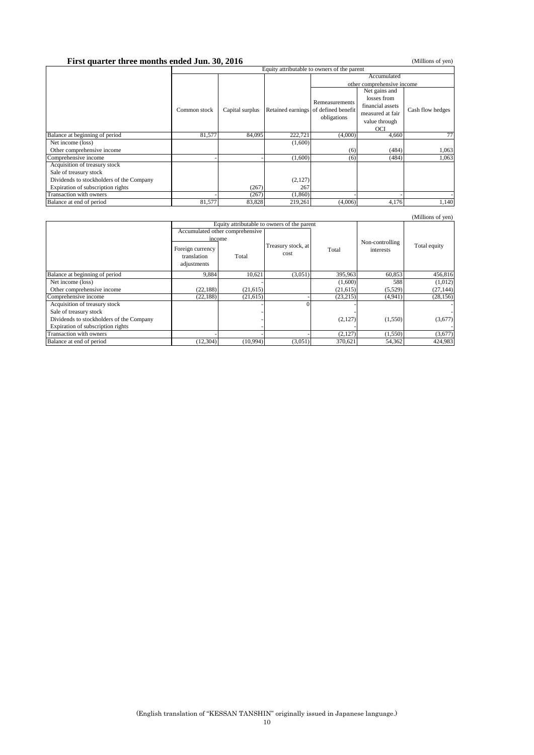**First quarter three months ended Jun. 30, 2016**

(Millions of yen)

| | Equity attributable to owners of the parent | | | | | |
|---|---|---|---|---|---|---|
| | | | | Accumulated other comprehensive income | | |
| | Common stock | Capital surplus | Retained earnings | Remeasurements of defined benefit obligations | Net gains and losses from financial assets measured at fair value through OCI | Cash flow hedges |
| Balance at beginning of period | 81,577 | 84,095 | 222,721 | (4,000) | 4,660 | 77 |
| Net income (loss) | | | (1,600) | | | |
| Other comprehensive income | | | | (6) | (484) | 1,063 |
| Comprehensive income | - | - | (1,600) | (6) | (484) | 1,063 |
| Acquisition of treasury stock | | | | | | |
| Sale of treasury stock | | | | | | |
| Dividends to stockholders of the Company | | | (2,127) | | | |
| Expiration of subscription rights | | (267) | 267 | | | |
| Transaction with owners | - | (267) | (1,860) | - | - | - |
| Balance at end of period | 81,577 | 83,828 | 219,261 | (4,006) | 4,176 | 1,140 |

(Millions of yen)

| | Equity attributable to owners of the parent | | | | | |
|---|---|---|---|---|---|---|
| | Accumulated other comprehensive income | | | | | |
| | Foreign currency translation adjustments | Total | Treasury stock, at cost | Total | Non-controlling interests | Total equity |
| Balance at beginning of period | 9,884 | 10,621 | (3,051) | 395,963 | 60,853 | 456,816 |
| Net income (loss) | | - | | (1,600) | 588 | (1,012) |
| Other comprehensive income | (22,188) | (21,615) | | (21,615) | (5,529) | (27,144) |
| Comprehensive income | (22,188) | (21,615) | - | (23,215) | (4,941) | (28,156) |
| Acquisition of treasury stock | | - | 0 | - | | - |
| Sale of treasury stock | | - | | - | | - |
| Dividends to stockholders of the Company | | - | | (2,127) | (1,550) | (3,677) |
| Expiration of subscription rights | | - | | - | | - |
| Transaction with owners | - | - | - | (2,127) | (1,550) | (3,677) |
| Balance at end of period | (12,304) | (10,994) | (3,051) | 370,621 | 54,362 | 424,983 |

(English translation of "KESSAN TANSHIN" originally issued in Japanese language.)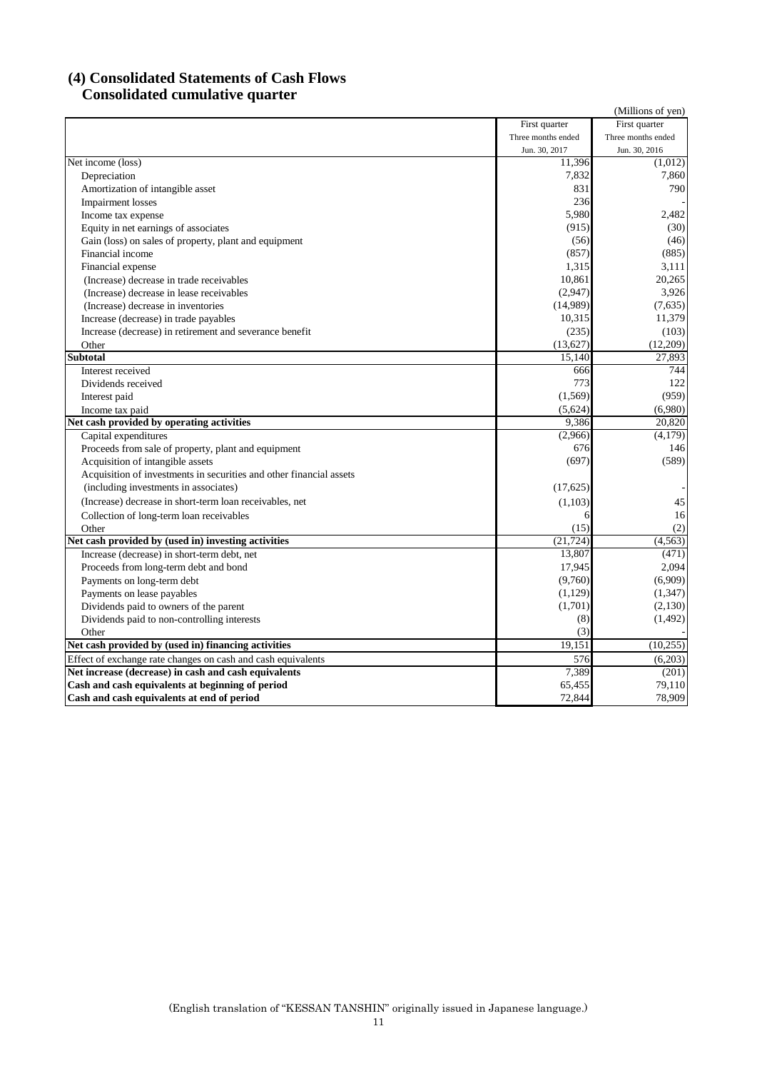## (4) Consolidated Statements of Cash Flows
## Consolidated cumulative quarter

(Millions of yen)

| | First quarter Three months ended Jun. 30, 2017 | First quarter Three months ended Jun. 30, 2016 |
|---|---|---|
| Net income (loss) | 11,396 | (1,012) |
| Depreciation | 7,832 | 7,860 |
| Amortization of intangible asset | 831 | 790 |
| Impairment losses | 236 | - |
| Income tax expense | 5,980 | 2,482 |
| Equity in net earnings of associates | (915) | (30) |
| Gain (loss) on sales of property, plant and equipment | (56) | (46) |
| Financial income | (857) | (885) |
| Financial expense | 1,315 | 3,111 |
| (Increase) decrease in trade receivables | 10,861 | 20,265 |
| (Increase) decrease in lease receivables | (2,947) | 3,926 |
| (Increase) decrease in inventories | (14,989) | (7,635) |
| Increase (decrease) in trade payables | 10,315 | 11,379 |
| Increase (decrease) in retirement and severance benefit | (235) | (103) |
| Other | (13,627) | (12,209) |
| **Subtotal** | 15,140 | 27,893 |
| Interest received | 666 | 744 |
| Dividends received | 773 | 122 |
| Interest paid | (1,569) | (959) |
| Income tax paid | (5,624) | (6,980) |
| **Net cash provided by operating activities** | 9,386 | 20,820 |
| Capital expenditures | (2,966) | (4,179) |
| Proceeds from sale of property, plant and equipment | 676 | 146 |
| Acquisition of intangible assets | (697) | (589) |
| Acquisition of investments in securities and other financial assets (including investments in associates) | (17,625) | - |
| (Increase) decrease in short-term loan receivables, net | (1,103) | 45 |
| Collection of long-term loan receivables | 6 | 16 |
| Other | (15) | (2) |
| **Net cash provided by (used in) investing activities** | (21,724) | (4,563) |
| Increase (decrease) in short-term debt, net | 13,807 | (471) |
| Proceeds from long-term debt and bond | 17,945 | 2,094 |
| Payments on long-term debt | (9,760) | (6,909) |
| Payments on lease payables | (1,129) | (1,347) |
| Dividends paid to owners of the parent | (1,701) | (2,130) |
| Dividends paid to non-controlling interests | (8) | (1,492) |
| Other | (3) | - |
| **Net cash provided by (used in) financing activities** | 19,151 | (10,255) |
| Effect of exchange rate changes on cash and cash equivalents | 576 | (6,203) |
| **Net increase (decrease) in cash and cash equivalents** | 7,389 | (201) |
| **Cash and cash equivalents at beginning of period** | 65,455 | 79,110 |
| **Cash and cash equivalents at end of period** | 72,844 | 78,909 |

(English translation of "KESSAN TANSHIN" originally issued in Japanese language.)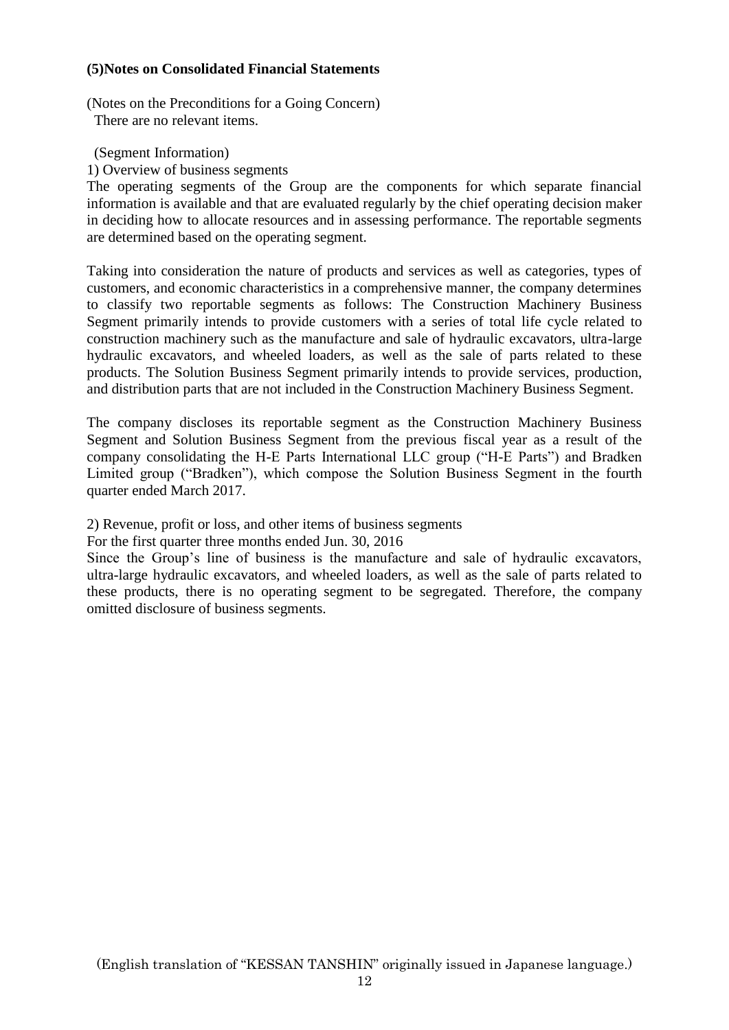**(5)Notes on Consolidated Financial Statements**

(Notes on the Preconditions for a Going Concern)
There are no relevant items.

(Segment Information)

1) Overview of business segments

The operating segments of the Group are the components for which separate financial information is available and that are evaluated regularly by the chief operating decision maker in deciding how to allocate resources and in assessing performance. The reportable segments are determined based on the operating segment.

Taking into consideration the nature of products and services as well as categories, types of customers, and economic characteristics in a comprehensive manner, the company determines to classify two reportable segments as follows: The Construction Machinery Business Segment primarily intends to provide customers with a series of total life cycle related to construction machinery such as the manufacture and sale of hydraulic excavators, ultra-large hydraulic excavators, and wheeled loaders, as well as the sale of parts related to these products. The Solution Business Segment primarily intends to provide services, production, and distribution parts that are not included in the Construction Machinery Business Segment.

The company discloses its reportable segment as the Construction Machinery Business Segment and Solution Business Segment from the previous fiscal year as a result of the company consolidating the H-E Parts International LLC group ("H-E Parts") and Bradken Limited group ("Bradken"), which compose the Solution Business Segment in the fourth quarter ended March 2017.

2) Revenue, profit or loss, and other items of business segments

For the first quarter three months ended Jun. 30, 2016

Since the Group's line of business is the manufacture and sale of hydraulic excavators, ultra-large hydraulic excavators, and wheeled loaders, as well as the sale of parts related to these products, there is no operating segment to be segregated. Therefore, the company omitted disclosure of business segments.

(English translation of "KESSAN TANSHIN" originally issued in Japanese language.)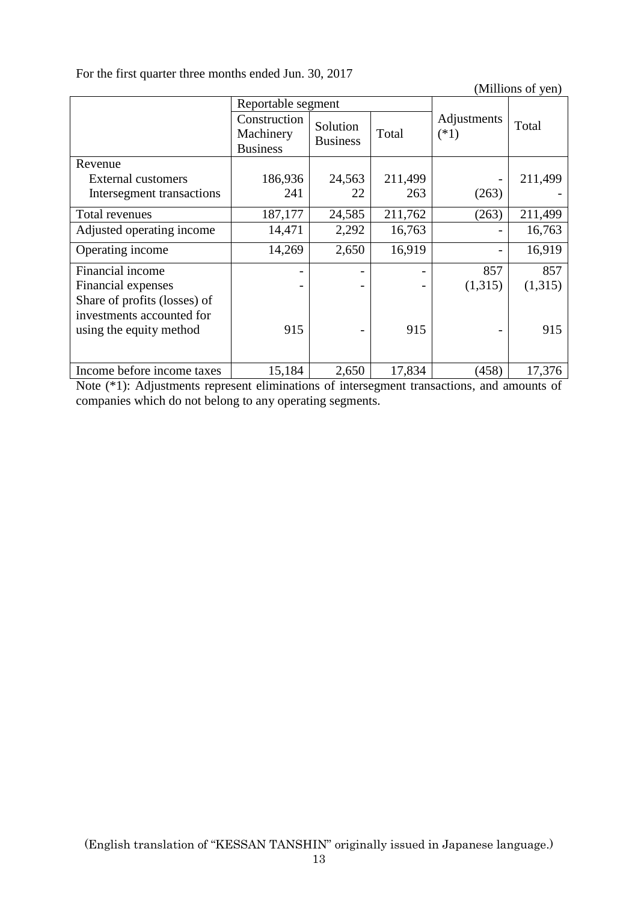For the first quarter three months ended Jun. 30, 2017

(Millions of yen)

| | Reportable segment | | | Adjustments (*1) | Total |
|---|---|---|---|---|---|
| | Construction Machinery Business | Solution Business | Total | | |
| Revenue | | | | | |
| External customers | 186,936 | 24,563 | 211,499 | - | 211,499 |
| Intersegment transactions | 241 | 22 | 263 | (263) | - |
| Total revenues | 187,177 | 24,585 | 211,762 | (263) | 211,499 |
| Adjusted operating income | 14,471 | 2,292 | 16,763 | - | 16,763 |
| Operating income | 14,269 | 2,650 | 16,919 | - | 16,919 |
| Financial income | - | - | - | 857 | 857 |
| Financial expenses | - | - | - | (1,315) | (1,315) |
| Share of profits (losses) of investments accounted for using the equity method | 915 | - | 915 | - | 915 |
| Income before income taxes | 15,184 | 2,650 | 17,834 | (458) | 17,376 |

Note (*1): Adjustments represent eliminations of intersegment transactions, and amounts of companies which do not belong to any operating segments.